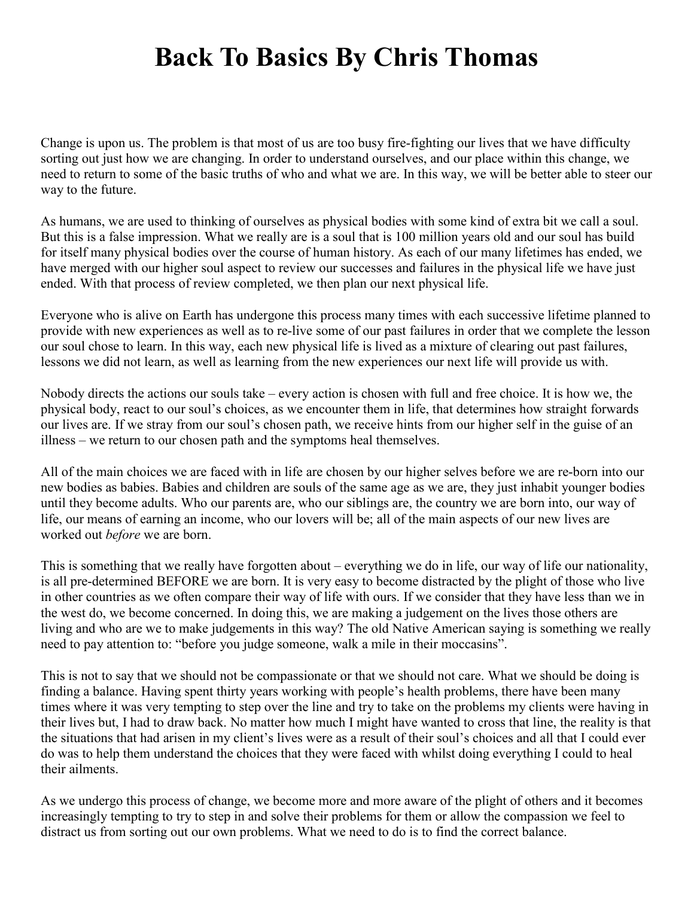# Back To Basics By Chris Thomas

Change is upon us. The problem is that most of us are too busy fire-fighting our lives that we have difficulty sorting out just how we are changing. In order to understand ourselves, and our place within this change, we need to return to some of the basic truths of who and what we are. In this way, we will be better able to steer our way to the future.

As humans, we are used to thinking of ourselves as physical bodies with some kind of extra bit we call a soul. But this is a false impression. What we really are is a soul that is 100 million years old and our soul has build for itself many physical bodies over the course of human history. As each of our many lifetimes has ended, we have merged with our higher soul aspect to review our successes and failures in the physical life we have just ended. With that process of review completed, we then plan our next physical life.

Everyone who is alive on Earth has undergone this process many times with each successive lifetime planned to provide with new experiences as well as to re-live some of our past failures in order that we complete the lesson our soul chose to learn. In this way, each new physical life is lived as a mixture of clearing out past failures, lessons we did not learn, as well as learning from the new experiences our next life will provide us with.

Nobody directs the actions our souls take – every action is chosen with full and free choice. It is how we, the physical body, react to our soul's choices, as we encounter them in life, that determines how straight forwards our lives are. If we stray from our soul's chosen path, we receive hints from our higher self in the guise of an illness – we return to our chosen path and the symptoms heal themselves.

All of the main choices we are faced with in life are chosen by our higher selves before we are re-born into our new bodies as babies. Babies and children are souls of the same age as we are, they just inhabit younger bodies until they become adults. Who our parents are, who our siblings are, the country we are born into, our way of life, our means of earning an income, who our lovers will be; all of the main aspects of our new lives are worked out *before* we are born.

This is something that we really have forgotten about – everything we do in life, our way of life our nationality, is all pre-determined BEFORE we are born. It is very easy to become distracted by the plight of those who live in other countries as we often compare their way of life with ours. If we consider that they have less than we in the west do, we become concerned. In doing this, we are making a judgement on the lives those others are living and who are we to make judgements in this way? The old Native American saying is something we really need to pay attention to: "before you judge someone, walk a mile in their moccasins".

This is not to say that we should not be compassionate or that we should not care. What we should be doing is finding a balance. Having spent thirty years working with people's health problems, there have been many times where it was very tempting to step over the line and try to take on the problems my clients were having in their lives but, I had to draw back. No matter how much I might have wanted to cross that line, the reality is that the situations that had arisen in my client's lives were as a result of their soul's choices and all that I could ever do was to help them understand the choices that they were faced with whilst doing everything I could to heal their ailments.

As we undergo this process of change, we become more and more aware of the plight of others and it becomes increasingly tempting to try to step in and solve their problems for them or allow the compassion we feel to distract us from sorting out our own problems. What we need to do is to find the correct balance.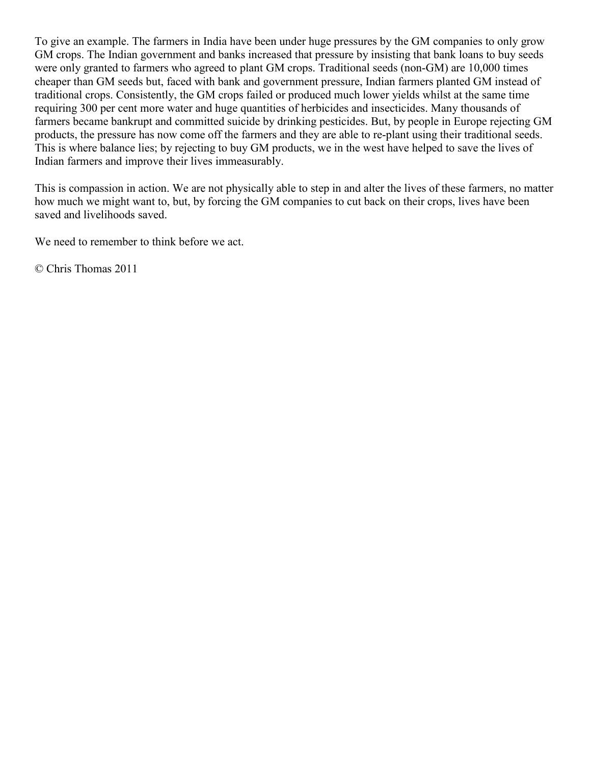To give an example. The farmers in India have been under huge pressures by the GM companies to only grow GM crops. The Indian government and banks increased that pressure by insisting that bank loans to buy seeds were only granted to farmers who agreed to plant GM crops. Traditional seeds (non-GM) are 10,000 times cheaper than GM seeds but, faced with bank and government pressure, Indian farmers planted GM instead of traditional crops. Consistently, the GM crops failed or produced much lower yields whilst at the same time requiring 300 per cent more water and huge quantities of herbicides and insecticides. Many thousands of farmers became bankrupt and committed suicide by drinking pesticides. But, by people in Europe rejecting GM products, the pressure has now come off the farmers and they are able to re-plant using their traditional seeds. This is where balance lies; by rejecting to buy GM products, we in the west have helped to save the lives of Indian farmers and improve their lives immeasurably.

This is compassion in action. We are not physically able to step in and alter the lives of these farmers, no matter how much we might want to, but, by forcing the GM companies to cut back on their crops, lives have been saved and livelihoods saved.

We need to remember to think before we act.

© Chris Thomas 2011